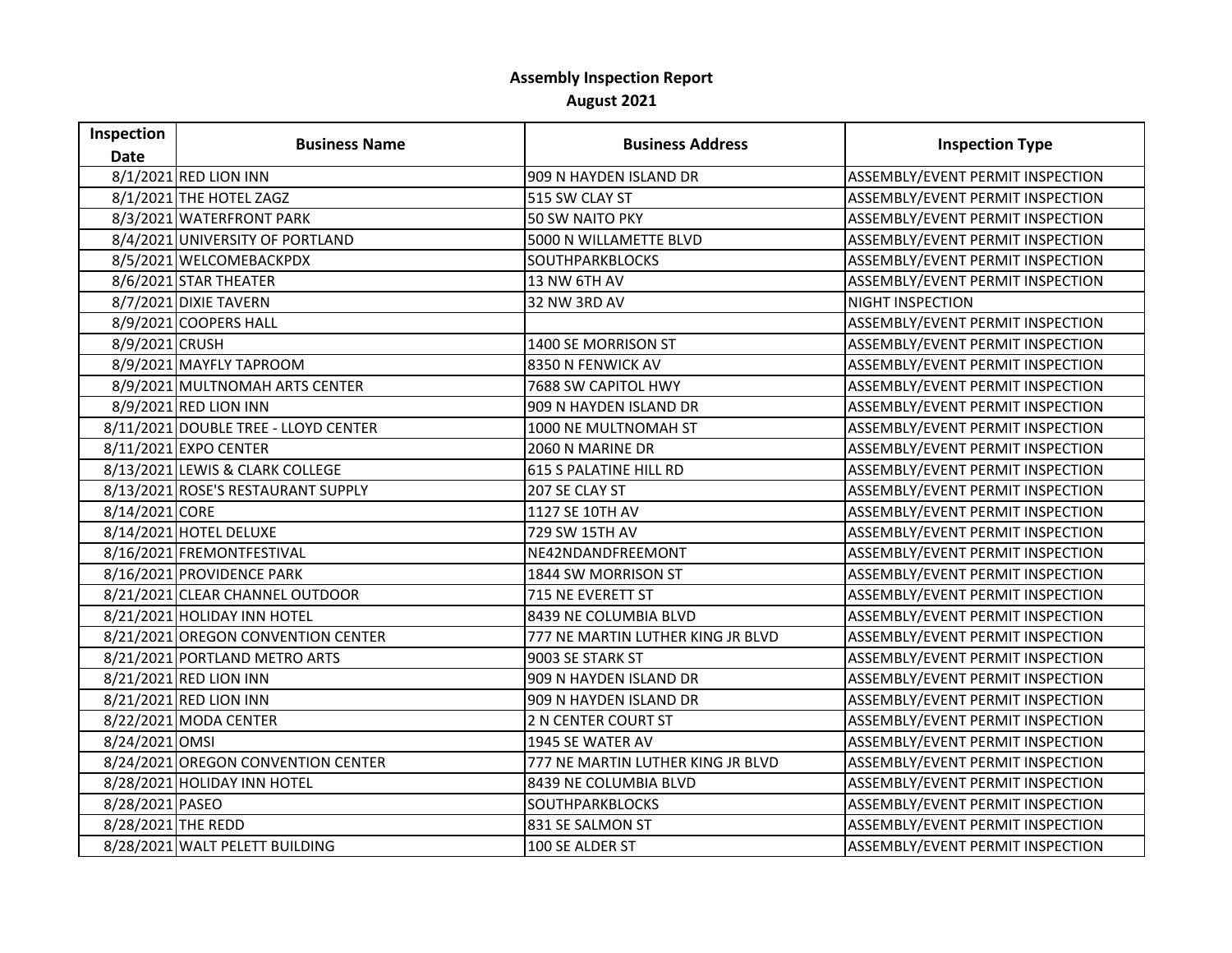# Assembly Inspection Report

## August 2021

| Inspection Date | Business Name | Business Address | Inspection Type |
|---|---|---|---|
| 8/1/2021 | RED LION INN | 909 N HAYDEN ISLAND DR | ASSEMBLY/EVENT PERMIT INSPECTION |
| 8/1/2021 | THE HOTEL ZAGZ | 515 SW CLAY ST | ASSEMBLY/EVENT PERMIT INSPECTION |
| 8/3/2021 | WATERFRONT PARK | 50 SW NAITO PKY | ASSEMBLY/EVENT PERMIT INSPECTION |
| 8/4/2021 | UNIVERSITY OF PORTLAND | 5000 N WILLAMETTE BLVD | ASSEMBLY/EVENT PERMIT INSPECTION |
| 8/5/2021 | WELCOMEBACKPDX | SOUTHPARKBLOCKS | ASSEMBLY/EVENT PERMIT INSPECTION |
| 8/6/2021 | STAR THEATER | 13 NW 6TH AV | ASSEMBLY/EVENT PERMIT INSPECTION |
| 8/7/2021 | DIXIE TAVERN | 32 NW 3RD AV | NIGHT INSPECTION |
| 8/9/2021 | COOPERS HALL | | ASSEMBLY/EVENT PERMIT INSPECTION |
| 8/9/2021 | CRUSH | 1400 SE MORRISON ST | ASSEMBLY/EVENT PERMIT INSPECTION |
| 8/9/2021 | MAYFLY TAPROOM | 8350 N FENWICK AV | ASSEMBLY/EVENT PERMIT INSPECTION |
| 8/9/2021 | MULTNOMAH ARTS CENTER | 7688 SW CAPITOL HWY | ASSEMBLY/EVENT PERMIT INSPECTION |
| 8/9/2021 | RED LION INN | 909 N HAYDEN ISLAND DR | ASSEMBLY/EVENT PERMIT INSPECTION |
| 8/11/2021 | DOUBLE TREE - LLOYD CENTER | 1000 NE MULTNOMAH ST | ASSEMBLY/EVENT PERMIT INSPECTION |
| 8/11/2021 | EXPO CENTER | 2060 N MARINE DR | ASSEMBLY/EVENT PERMIT INSPECTION |
| 8/13/2021 | LEWIS & CLARK COLLEGE | 615 S PALATINE HILL RD | ASSEMBLY/EVENT PERMIT INSPECTION |
| 8/13/2021 | ROSE'S RESTAURANT SUPPLY | 207 SE CLAY ST | ASSEMBLY/EVENT PERMIT INSPECTION |
| 8/14/2021 | CORE | 1127 SE 10TH AV | ASSEMBLY/EVENT PERMIT INSPECTION |
| 8/14/2021 | HOTEL DELUXE | 729 SW 15TH AV | ASSEMBLY/EVENT PERMIT INSPECTION |
| 8/16/2021 | FREMONTFESTIVAL | NE42NDANDFREEMONT | ASSEMBLY/EVENT PERMIT INSPECTION |
| 8/16/2021 | PROVIDENCE PARK | 1844 SW MORRISON ST | ASSEMBLY/EVENT PERMIT INSPECTION |
| 8/21/2021 | CLEAR CHANNEL OUTDOOR | 715 NE EVERETT ST | ASSEMBLY/EVENT PERMIT INSPECTION |
| 8/21/2021 | HOLIDAY INN HOTEL | 8439 NE COLUMBIA BLVD | ASSEMBLY/EVENT PERMIT INSPECTION |
| 8/21/2021 | OREGON CONVENTION CENTER | 777 NE MARTIN LUTHER KING JR BLVD | ASSEMBLY/EVENT PERMIT INSPECTION |
| 8/21/2021 | PORTLAND METRO ARTS | 9003 SE STARK ST | ASSEMBLY/EVENT PERMIT INSPECTION |
| 8/21/2021 | RED LION INN | 909 N HAYDEN ISLAND DR | ASSEMBLY/EVENT PERMIT INSPECTION |
| 8/21/2021 | RED LION INN | 909 N HAYDEN ISLAND DR | ASSEMBLY/EVENT PERMIT INSPECTION |
| 8/22/2021 | MODA CENTER | 2 N CENTER COURT ST | ASSEMBLY/EVENT PERMIT INSPECTION |
| 8/24/2021 | OMSI | 1945 SE WATER AV | ASSEMBLY/EVENT PERMIT INSPECTION |
| 8/24/2021 | OREGON CONVENTION CENTER | 777 NE MARTIN LUTHER KING JR BLVD | ASSEMBLY/EVENT PERMIT INSPECTION |
| 8/28/2021 | HOLIDAY INN HOTEL | 8439 NE COLUMBIA BLVD | ASSEMBLY/EVENT PERMIT INSPECTION |
| 8/28/2021 | PASEO | SOUTHPARKBLOCKS | ASSEMBLY/EVENT PERMIT INSPECTION |
| 8/28/2021 | THE REDD | 831 SE SALMON ST | ASSEMBLY/EVENT PERMIT INSPECTION |
| 8/28/2021 | WALT PELETT BUILDING | 100 SE ALDER ST | ASSEMBLY/EVENT PERMIT INSPECTION |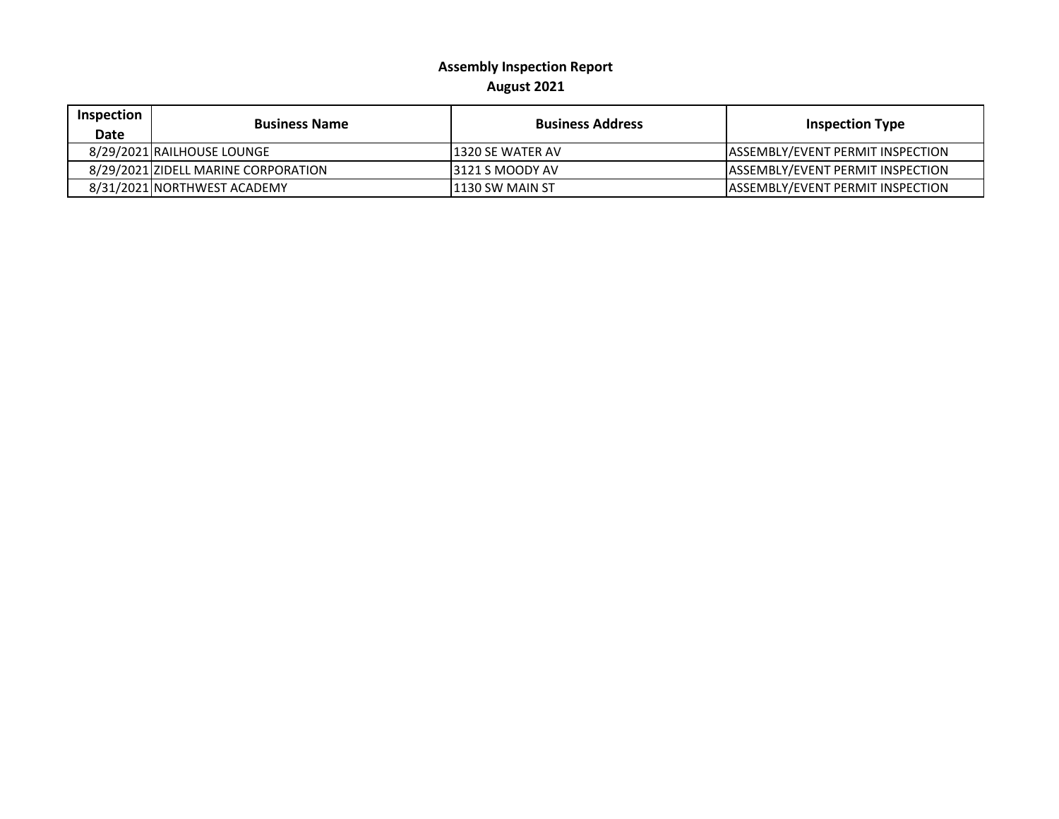**Assembly Inspection Report**

**August 2021**

| Inspection Date | Business Name | Business Address | Inspection Type |
|---|---|---|---|
| 8/29/2021 | RAILHOUSE LOUNGE | 1320 SE WATER AV | ASSEMBLY/EVENT PERMIT INSPECTION |
| 8/29/2021 | ZIDELL MARINE CORPORATION | 3121 S MOODY AV | ASSEMBLY/EVENT PERMIT INSPECTION |
| 8/31/2021 | NORTHWEST ACADEMY | 1130 SW MAIN ST | ASSEMBLY/EVENT PERMIT INSPECTION |